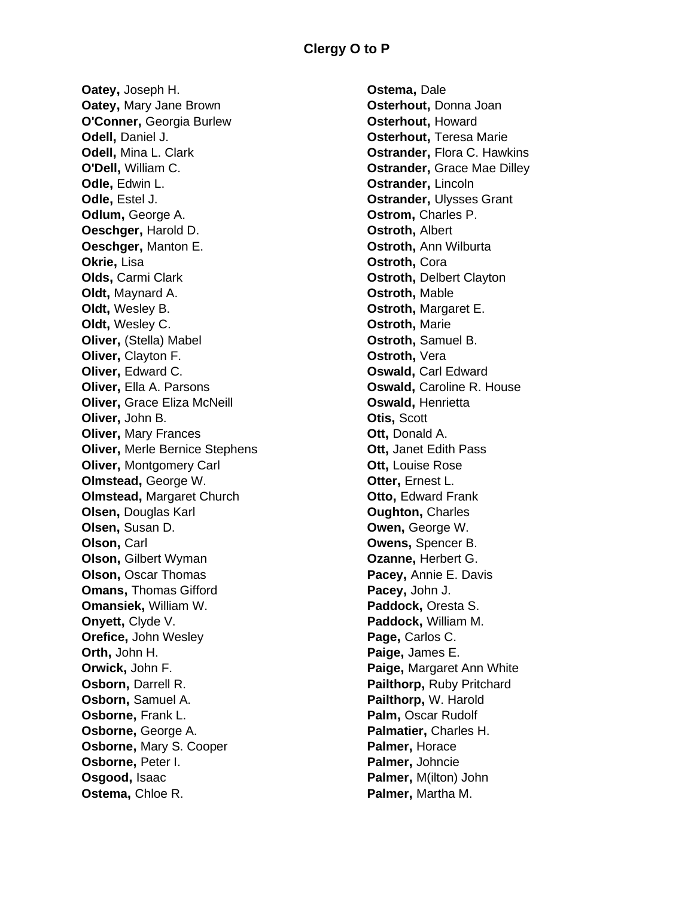# Clergy O to P

**Oatey,** Joseph H.
**Oatey,** Mary Jane Brown
**O'Conner,** Georgia Burlew
**Odell,** Daniel J.
**Odell,** Mina L. Clark
**O'Dell,** William C.
**Odle,** Edwin L.
**Odle,** Estel J.
**Odlum,** George A.
**Oeschger,** Harold D.
**Oeschger,** Manton E.
**Okrie,** Lisa
**Olds,** Carmi Clark
**Oldt,** Maynard A.
**Oldt,** Wesley B.
**Oldt,** Wesley C.
**Oliver,** (Stella) Mabel
**Oliver,** Clayton F.
**Oliver,** Edward C.
**Oliver,** Ella A. Parsons
**Oliver,** Grace Eliza McNeill
**Oliver,** John B.
**Oliver,** Mary Frances
**Oliver,** Merle Bernice Stephens
**Oliver,** Montgomery Carl
**Olmstead,** George W.
**Olmstead,** Margaret Church
**Olsen,** Douglas Karl
**Olsen,** Susan D.
**Olson,** Carl
**Olson,** Gilbert Wyman
**Olson,** Oscar Thomas
**Omans,** Thomas Gifford
**Omansiek,** William W.
**Onyett,** Clyde V.
**Orefice,** John Wesley
**Orth,** John H.
**Orwick,** John F.
**Osborn,** Darrell R.
**Osborn,** Samuel A.
**Osborne,** Frank L.
**Osborne,** George A.
**Osborne,** Mary S. Cooper
**Osborne,** Peter I.
**Osgood,** Isaac
**Ostema,** Chloe R.
**Ostema,** Dale
**Osterhout,** Donna Joan
**Osterhout,** Howard
**Osterhout,** Teresa Marie
**Ostrander,** Flora C. Hawkins
**Ostrander,** Grace Mae Dilley
**Ostrander,** Lincoln
**Ostrander,** Ulysses Grant
**Ostrom,** Charles P.
**Ostroth,** Albert
**Ostroth,** Ann Wilburta
**Ostroth,** Cora
**Ostroth,** Delbert Clayton
**Ostroth,** Mable
**Ostroth,** Margaret E.
**Ostroth,** Marie
**Ostroth,** Samuel B.
**Ostroth,** Vera
**Oswald,** Carl Edward
**Oswald,** Caroline R. House
**Oswald,** Henrietta
**Otis,** Scott
**Ott,** Donald A.
**Ott,** Janet Edith Pass
**Ott,** Louise Rose
**Otter,** Ernest L.
**Otto,** Edward Frank
**Oughton,** Charles
**Owen,** George W.
**Owens,** Spencer B.
**Ozanne,** Herbert G.
**Pacey,** Annie E. Davis
**Pacey,** John J.
**Paddock,** Oresta S.
**Paddock,** William M.
**Page,** Carlos C.
**Paige,** James E.
**Paige,** Margaret Ann White
**Pailthorp,** Ruby Pritchard
**Pailthorp,** W. Harold
**Palm,** Oscar Rudolf
**Palmatier,** Charles H.
**Palmer,** Horace
**Palmer,** Johncie
**Palmer,** M(ilton) John
**Palmer,** Martha M.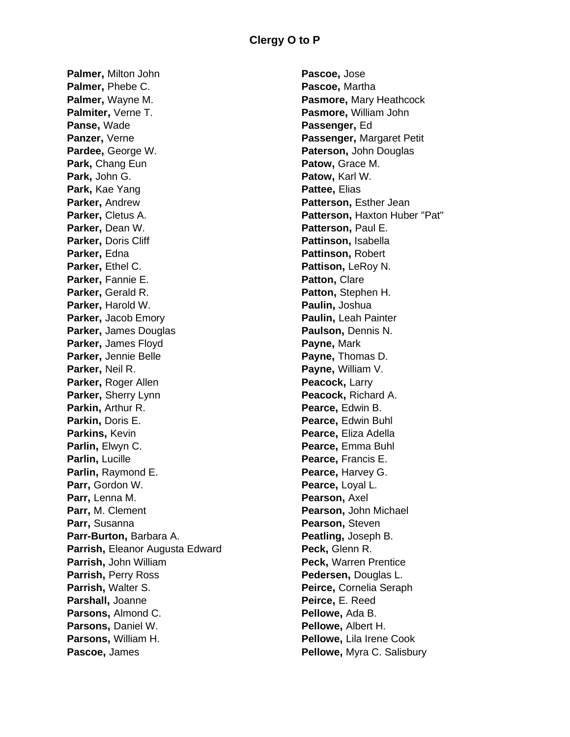## Clergy O to P

**Palmer,** Milton John
**Palmer,** Phebe C.
**Palmer,** Wayne M.
**Palmiter,** Verne T.
**Panse,** Wade
**Panzer,** Verne
**Pardee,** George W.
**Park,** Chang Eun
**Park,** John G.
**Park,** Kae Yang
**Parker,** Andrew
**Parker,** Cletus A.
**Parker,** Dean W.
**Parker,** Doris Cliff
**Parker,** Edna
**Parker,** Ethel C.
**Parker,** Fannie E.
**Parker,** Gerald R.
**Parker,** Harold W.
**Parker,** Jacob Emory
**Parker,** James Douglas
**Parker,** James Floyd
**Parker,** Jennie Belle
**Parker,** Neil R.
**Parker,** Roger Allen
**Parker,** Sherry Lynn
**Parkin,** Arthur R.
**Parkin,** Doris E.
**Parkins,** Kevin
**Parlin,** Elwyn C.
**Parlin,** Lucille
**Parlin,** Raymond E.
**Parr,** Gordon W.
**Parr,** Lenna M.
**Parr,** M. Clement
**Parr,** Susanna
**Parr-Burton,** Barbara A.
**Parrish,** Eleanor Augusta Edward
**Parrish,** John William
**Parrish,** Perry Ross
**Parrish,** Walter S.
**Parshall,** Joanne
**Parsons,** Almond C.
**Parsons,** Daniel W.
**Parsons,** William H.
**Pascoe,** James
**Pascoe,** Jose
**Pascoe,** Martha
**Pasmore,** Mary Heathcock
**Pasmore,** William John
**Passenger,** Ed
**Passenger,** Margaret Petit
**Paterson,** John Douglas
**Patow,** Grace M.
**Patow,** Karl W.
**Pattee,** Elias
**Patterson,** Esther Jean
**Patterson,** Haxton Huber "Pat"
**Patterson,** Paul E.
**Pattinson,** Isabella
**Pattinson,** Robert
**Pattison,** LeRoy N.
**Patton,** Clare
**Patton,** Stephen H.
**Paulin,** Joshua
**Paulin,** Leah Painter
**Paulson,** Dennis N.
**Payne,** Mark
**Payne,** Thomas D.
**Payne,** William V.
**Peacock,** Larry
**Peacock,** Richard A.
**Pearce,** Edwin B.
**Pearce,** Edwin Buhl
**Pearce,** Eliza Adella
**Pearce,** Emma Buhl
**Pearce,** Francis E.
**Pearce,** Harvey G.
**Pearce,** Loyal L.
**Pearson,** Axel
**Pearson,** John Michael
**Pearson,** Steven
**Peatling,** Joseph B.
**Peck,** Glenn R.
**Peck,** Warren Prentice
**Pedersen,** Douglas L.
**Peirce,** Cornelia Seraph
**Peirce,** E. Reed
**Pellowe,** Ada B.
**Pellowe,** Albert H.
**Pellowe,** Lila Irene Cook
**Pellowe,** Myra C. Salisbury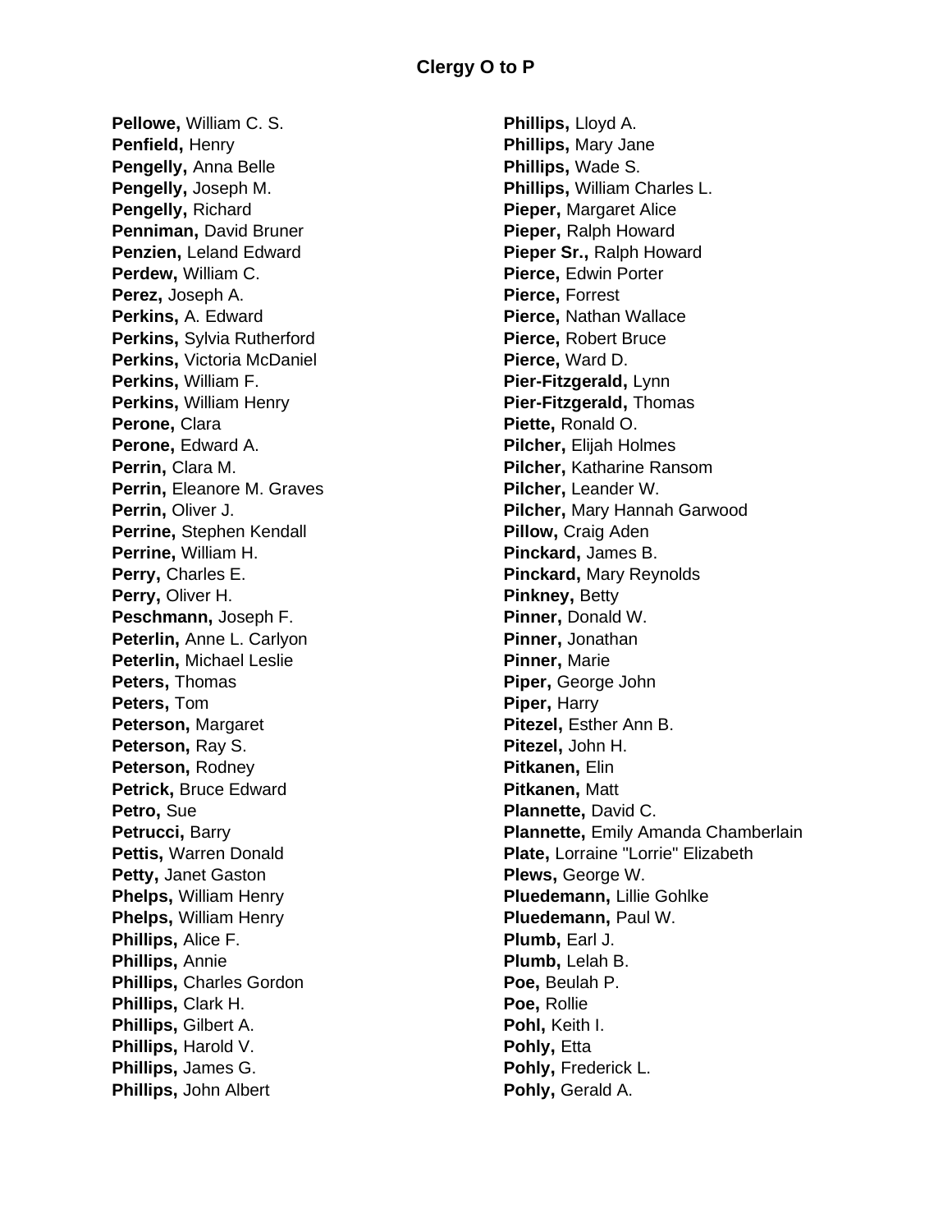## Clergy O to P

**Pellowe,** William C. S.
**Penfield,** Henry
**Pengelly,** Anna Belle
**Pengelly,** Joseph M.
**Pengelly,** Richard
**Penniman,** David Bruner
**Penzien,** Leland Edward
**Perdew,** William C.
**Perez,** Joseph A.
**Perkins,** A. Edward
**Perkins,** Sylvia Rutherford
**Perkins,** Victoria McDaniel
**Perkins,** William F.
**Perkins,** William Henry
**Perone,** Clara
**Perone,** Edward A.
**Perrin,** Clara M.
**Perrin,** Eleanore M. Graves
**Perrin,** Oliver J.
**Perrine,** Stephen Kendall
**Perrine,** William H.
**Perry,** Charles E.
**Perry,** Oliver H.
**Peschmann,** Joseph F.
**Peterlin,** Anne L. Carlyon
**Peterlin,** Michael Leslie
**Peters,** Thomas
**Peters,** Tom
**Peterson,** Margaret
**Peterson,** Ray S.
**Peterson,** Rodney
**Petrick,** Bruce Edward
**Petro,** Sue
**Petrucci,** Barry
**Pettis,** Warren Donald
**Petty,** Janet Gaston
**Phelps,** William Henry
**Phelps,** William Henry
**Phillips,** Alice F.
**Phillips,** Annie
**Phillips,** Charles Gordon
**Phillips,** Clark H.
**Phillips,** Gilbert A.
**Phillips,** Harold V.
**Phillips,** James G.
**Phillips,** John Albert
**Phillips,** Lloyd A.
**Phillips,** Mary Jane
**Phillips,** Wade S.
**Phillips,** William Charles L.
**Pieper,** Margaret Alice
**Pieper,** Ralph Howard
**Pieper Sr.,** Ralph Howard
**Pierce,** Edwin Porter
**Pierce,** Forrest
**Pierce,** Nathan Wallace
**Pierce,** Robert Bruce
**Pierce,** Ward D.
**Pier-Fitzgerald,** Lynn
**Pier-Fitzgerald,** Thomas
**Piette,** Ronald O.
**Pilcher,** Elijah Holmes
**Pilcher,** Katharine Ransom
**Pilcher,** Leander W.
**Pilcher,** Mary Hannah Garwood
**Pillow,** Craig Aden
**Pinckard,** James B.
**Pinckard,** Mary Reynolds
**Pinkney,** Betty
**Pinner,** Donald W.
**Pinner,** Jonathan
**Pinner,** Marie
**Piper,** George John
**Piper,** Harry
**Pitezel,** Esther Ann B.
**Pitezel,** John H.
**Pitkanen,** Elin
**Pitkanen,** Matt
**Plannette,** David C.
**Plannette,** Emily Amanda Chamberlain
**Plate,** Lorraine "Lorrie" Elizabeth
**Plews,** George W.
**Pluedemann,** Lillie Gohlke
**Pluedemann,** Paul W.
**Plumb,** Earl J.
**Plumb,** Lelah B.
**Poe,** Beulah P.
**Poe,** Rollie
**Pohl,** Keith I.
**Pohly,** Etta
**Pohly,** Frederick L.
**Pohly,** Gerald A.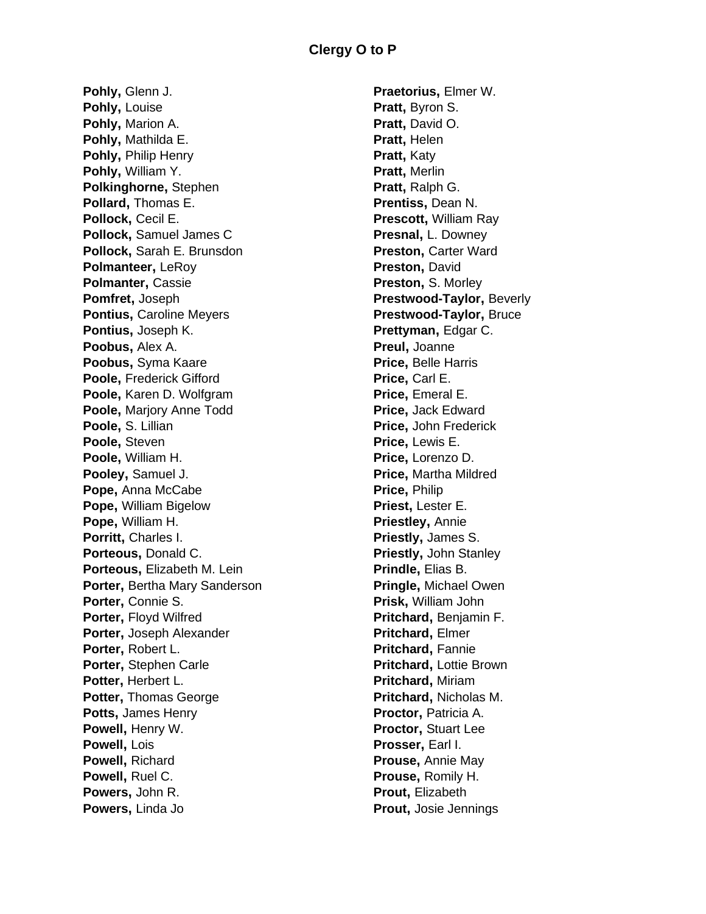## Clergy O to P

**Pohly,** Glenn J.
**Pohly,** Louise
**Pohly,** Marion A.
**Pohly,** Mathilda E.
**Pohly,** Philip Henry
**Pohly,** William Y.
**Polkinghorne,** Stephen
**Pollard,** Thomas E.
**Pollock,** Cecil E.
**Pollock,** Samuel James C
**Pollock,** Sarah E. Brunsdon
**Polmanteer,** LeRoy
**Polmanter,** Cassie
**Pomfret,** Joseph
**Pontius,** Caroline Meyers
**Pontius,** Joseph K.
**Poobus,** Alex A.
**Poobus,** Syma Kaare
**Poole,** Frederick Gifford
**Poole,** Karen D. Wolfgram
**Poole,** Marjory Anne Todd
**Poole,** S. Lillian
**Poole,** Steven
**Poole,** William H.
**Pooley,** Samuel J.
**Pope,** Anna McCabe
**Pope,** William Bigelow
**Pope,** William H.
**Porritt,** Charles I.
**Porteous,** Donald C.
**Porteous,** Elizabeth M. Lein
**Porter,** Bertha Mary Sanderson
**Porter,** Connie S.
**Porter,** Floyd Wilfred
**Porter,** Joseph Alexander
**Porter,** Robert L.
**Porter,** Stephen Carle
**Potter,** Herbert L.
**Potter,** Thomas George
**Potts,** James Henry
**Powell,** Henry W.
**Powell,** Lois
**Powell,** Richard
**Powell,** Ruel C.
**Powers,** John R.
**Powers,** Linda Jo
**Praetorius,** Elmer W.
**Pratt,** Byron S.
**Pratt,** David O.
**Pratt,** Helen
**Pratt,** Katy
**Pratt,** Merlin
**Pratt,** Ralph G.
**Prentiss,** Dean N.
**Prescott,** William Ray
**Presnal,** L. Downey
**Preston,** Carter Ward
**Preston,** David
**Preston,** S. Morley
**Prestwood-Taylor,** Beverly
**Prestwood-Taylor,** Bruce
**Prettyman,** Edgar C.
**Preul,** Joanne
**Price,** Belle Harris
**Price,** Carl E.
**Price,** Emeral E.
**Price,** Jack Edward
**Price,** John Frederick
**Price,** Lewis E.
**Price,** Lorenzo D.
**Price,** Martha Mildred
**Price,** Philip
**Priest,** Lester E.
**Priestley,** Annie
**Priestly,** James S.
**Priestly,** John Stanley
**Prindle,** Elias B.
**Pringle,** Michael Owen
**Prisk,** William John
**Pritchard,** Benjamin F.
**Pritchard,** Elmer
**Pritchard,** Fannie
**Pritchard,** Lottie Brown
**Pritchard,** Miriam
**Pritchard,** Nicholas M.
**Proctor,** Patricia A.
**Proctor,** Stuart Lee
**Prosser,** Earl I.
**Prouse,** Annie May
**Prouse,** Romily H.
**Prout,** Elizabeth
**Prout,** Josie Jennings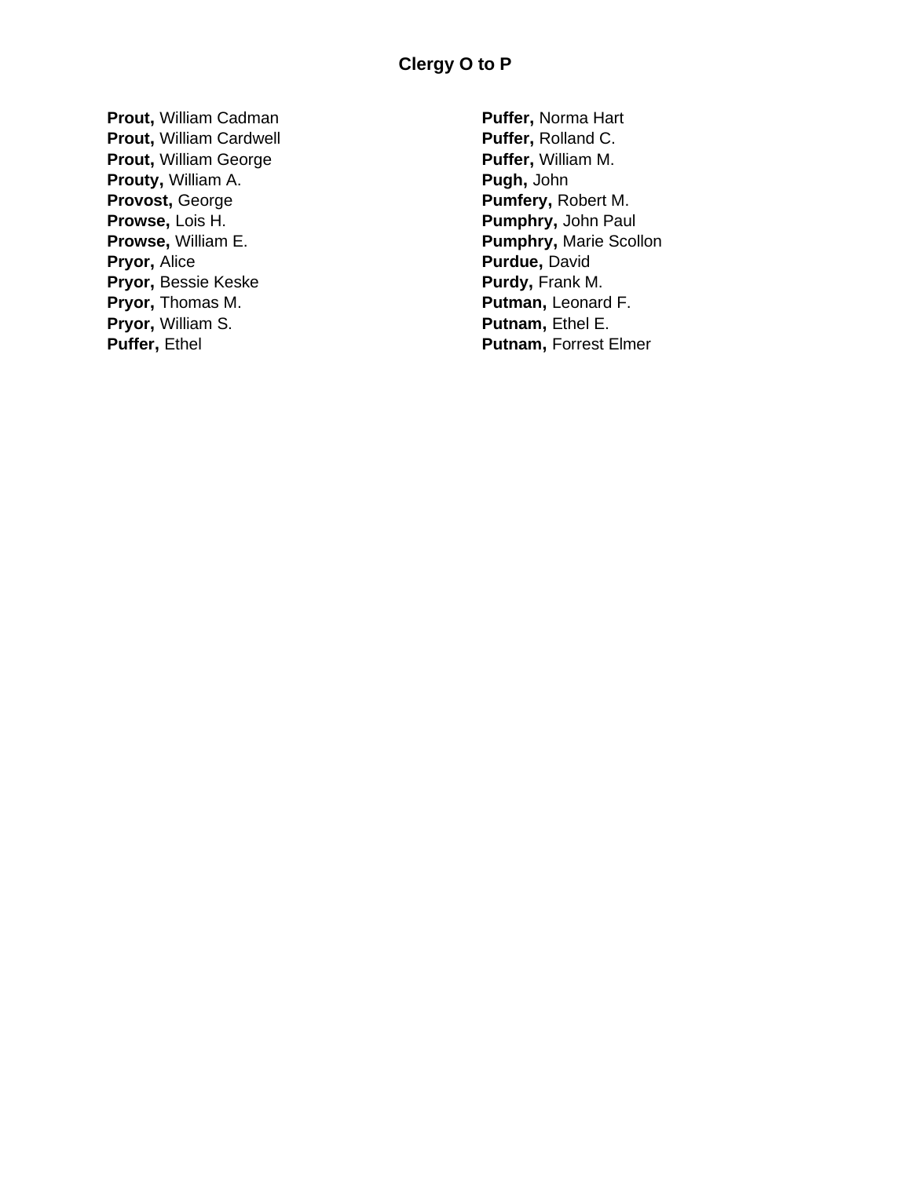# Clergy O to P

**Prout,** William Cadman
**Prout,** William Cardwell
**Prout,** William George
**Prouty,** William A.
**Provost,** George
**Prowse,** Lois H.
**Prowse,** William E.
**Pryor,** Alice
**Pryor,** Bessie Keske
**Pryor,** Thomas M.
**Pryor,** William S.
**Puffer,** Ethel
**Puffer,** Norma Hart
**Puffer,** Rolland C.
**Puffer,** William M.
**Pugh,** John
**Pumfery,** Robert M.
**Pumphry,** John Paul
**Pumphry,** Marie Scollon
**Purdue,** David
**Purdy,** Frank M.
**Putman,** Leonard F.
**Putnam,** Ethel E.
**Putnam,** Forrest Elmer